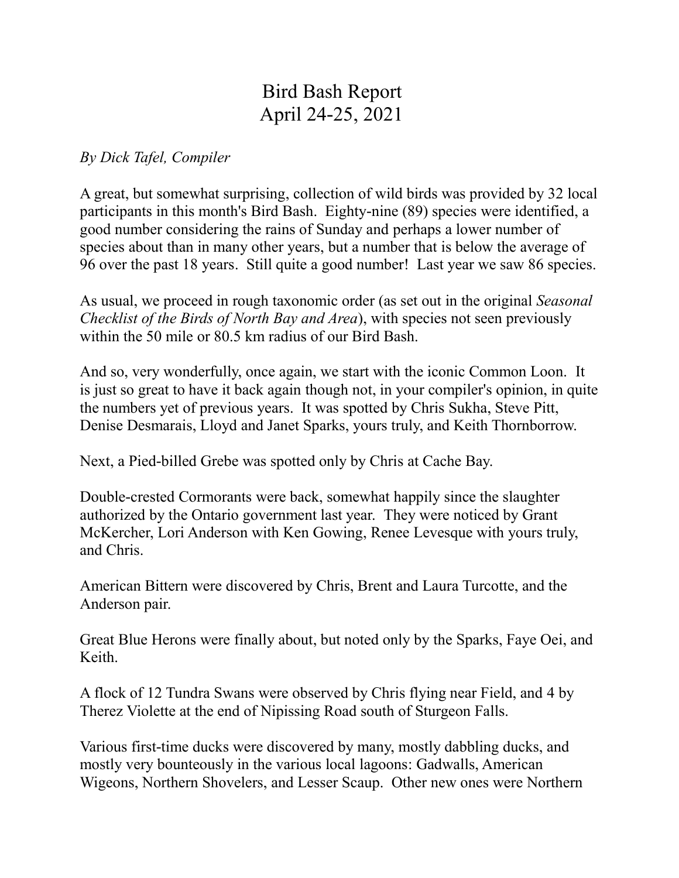# Bird Bash Report
# April 24-25, 2021

*By Dick Tafel, Compiler*

A great, but somewhat surprising, collection of wild birds was provided by 32 local participants in this month's Bird Bash. Eighty-nine (89) species were identified, a good number considering the rains of Sunday and perhaps a lower number of species about than in many other years, but a number that is below the average of 96 over the past 18 years. Still quite a good number! Last year we saw 86 species.

As usual, we proceed in rough taxonomic order (as set out in the original *Seasonal Checklist of the Birds of North Bay and Area*), with species not seen previously within the 50 mile or 80.5 km radius of our Bird Bash.

And so, very wonderfully, once again, we start with the iconic Common Loon. It is just so great to have it back again though not, in your compiler's opinion, in quite the numbers yet of previous years. It was spotted by Chris Sukha, Steve Pitt, Denise Desmarais, Lloyd and Janet Sparks, yours truly, and Keith Thornborrow.

Next, a Pied-billed Grebe was spotted only by Chris at Cache Bay.

Double-crested Cormorants were back, somewhat happily since the slaughter authorized by the Ontario government last year. They were noticed by Grant McKercher, Lori Anderson with Ken Gowing, Renee Levesque with yours truly, and Chris.

American Bittern were discovered by Chris, Brent and Laura Turcotte, and the Anderson pair.

Great Blue Herons were finally about, but noted only by the Sparks, Faye Oei, and Keith.

A flock of 12 Tundra Swans were observed by Chris flying near Field, and 4 by Therez Violette at the end of Nipissing Road south of Sturgeon Falls.

Various first-time ducks were discovered by many, mostly dabbling ducks, and mostly very bounteously in the various local lagoons: Gadwalls, American Wigeons, Northern Shovelers, and Lesser Scaup. Other new ones were Northern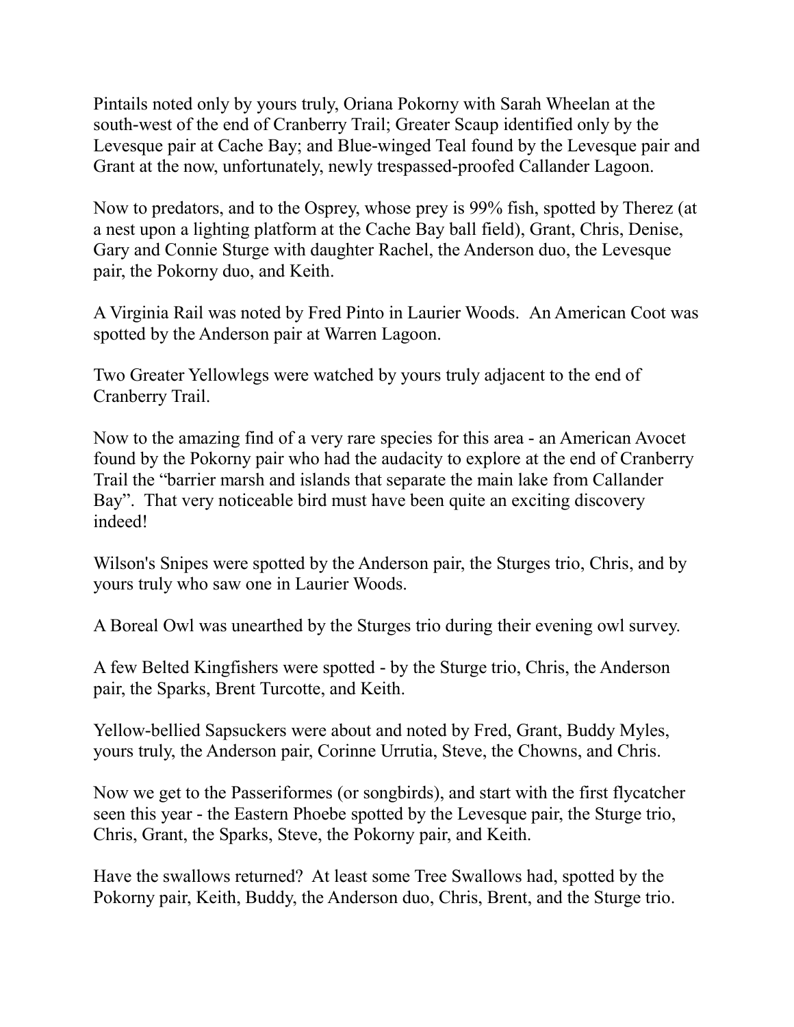Pintails noted only by yours truly, Oriana Pokorny with Sarah Wheelan at the south-west of the end of Cranberry Trail; Greater Scaup identified only by the Levesque pair at Cache Bay; and Blue-winged Teal found by the Levesque pair and Grant at the now, unfortunately, newly trespassed-proofed Callander Lagoon.

Now to predators, and to the Osprey, whose prey is 99% fish, spotted by Therez (at a nest upon a lighting platform at the Cache Bay ball field), Grant, Chris, Denise, Gary and Connie Sturge with daughter Rachel, the Anderson duo, the Levesque pair, the Pokorny duo, and Keith.

A Virginia Rail was noted by Fred Pinto in Laurier Woods. An American Coot was spotted by the Anderson pair at Warren Lagoon.

Two Greater Yellowlegs were watched by yours truly adjacent to the end of Cranberry Trail.

Now to the amazing find of a very rare species for this area - an American Avocet found by the Pokorny pair who had the audacity to explore at the end of Cranberry Trail the "barrier marsh and islands that separate the main lake from Callander Bay". That very noticeable bird must have been quite an exciting discovery indeed!

Wilson's Snipes were spotted by the Anderson pair, the Sturges trio, Chris, and by yours truly who saw one in Laurier Woods.

A Boreal Owl was unearthed by the Sturges trio during their evening owl survey.

A few Belted Kingfishers were spotted - by the Sturge trio, Chris, the Anderson pair, the Sparks, Brent Turcotte, and Keith.

Yellow-bellied Sapsuckers were about and noted by Fred, Grant, Buddy Myles, yours truly, the Anderson pair, Corinne Urrutia, Steve, the Chowns, and Chris.

Now we get to the Passeriformes (or songbirds), and start with the first flycatcher seen this year - the Eastern Phoebe spotted by the Levesque pair, the Sturge trio, Chris, Grant, the Sparks, Steve, the Pokorny pair, and Keith.

Have the swallows returned? At least some Tree Swallows had, spotted by the Pokorny pair, Keith, Buddy, the Anderson duo, Chris, Brent, and the Sturge trio.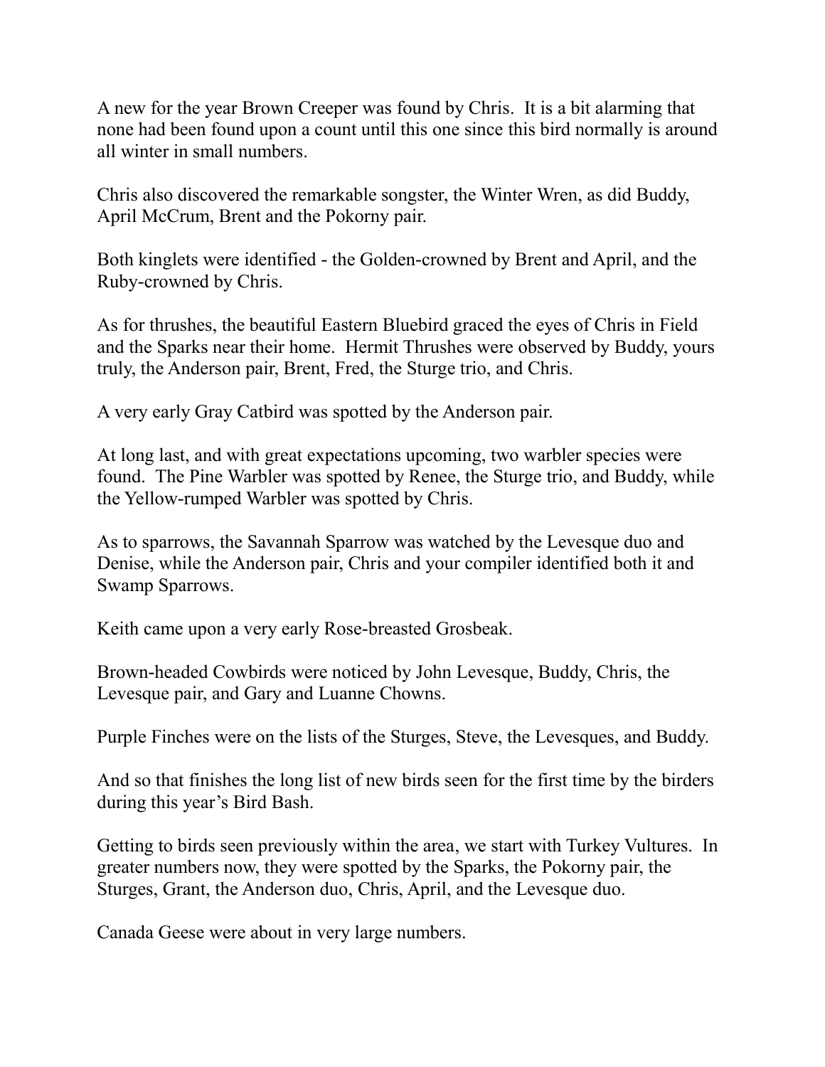A new for the year Brown Creeper was found by Chris. It is a bit alarming that none had been found upon a count until this one since this bird normally is around all winter in small numbers.

Chris also discovered the remarkable songster, the Winter Wren, as did Buddy, April McCrum, Brent and the Pokorny pair.

Both kinglets were identified - the Golden-crowned by Brent and April, and the Ruby-crowned by Chris.

As for thrushes, the beautiful Eastern Bluebird graced the eyes of Chris in Field and the Sparks near their home. Hermit Thrushes were observed by Buddy, yours truly, the Anderson pair, Brent, Fred, the Sturge trio, and Chris.

A very early Gray Catbird was spotted by the Anderson pair.

At long last, and with great expectations upcoming, two warbler species were found. The Pine Warbler was spotted by Renee, the Sturge trio, and Buddy, while the Yellow-rumped Warbler was spotted by Chris.

As to sparrows, the Savannah Sparrow was watched by the Levesque duo and Denise, while the Anderson pair, Chris and your compiler identified both it and Swamp Sparrows.

Keith came upon a very early Rose-breasted Grosbeak.

Brown-headed Cowbirds were noticed by John Levesque, Buddy, Chris, the Levesque pair, and Gary and Luanne Chowns.

Purple Finches were on the lists of the Sturges, Steve, the Levesques, and Buddy.

And so that finishes the long list of new birds seen for the first time by the birders during this year's Bird Bash.

Getting to birds seen previously within the area, we start with Turkey Vultures. In greater numbers now, they were spotted by the Sparks, the Pokorny pair, the Sturges, Grant, the Anderson duo, Chris, April, and the Levesque duo.

Canada Geese were about in very large numbers.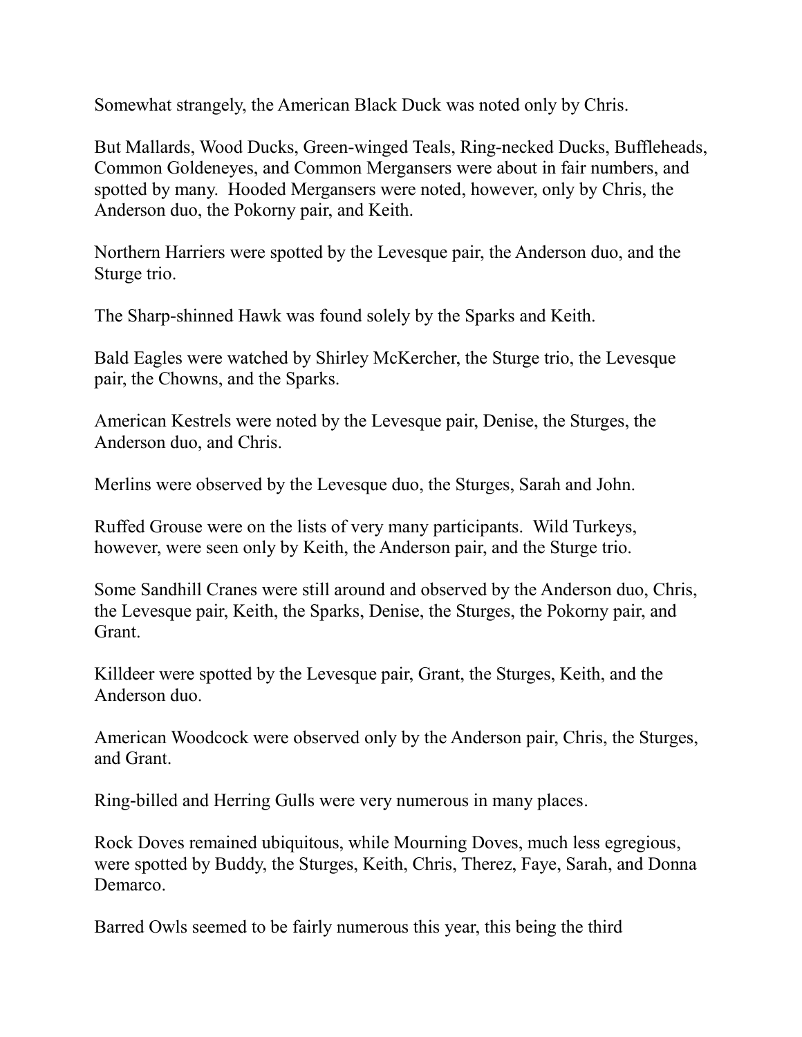Somewhat strangely, the American Black Duck was noted only by Chris.

But Mallards, Wood Ducks, Green-winged Teals, Ring-necked Ducks, Buffleheads, Common Goldeneyes, and Common Mergansers were about in fair numbers, and spotted by many. Hooded Mergansers were noted, however, only by Chris, the Anderson duo, the Pokorny pair, and Keith.

Northern Harriers were spotted by the Levesque pair, the Anderson duo, and the Sturge trio.

The Sharp-shinned Hawk was found solely by the Sparks and Keith.

Bald Eagles were watched by Shirley McKercher, the Sturge trio, the Levesque pair, the Chowns, and the Sparks.

American Kestrels were noted by the Levesque pair, Denise, the Sturges, the Anderson duo, and Chris.

Merlins were observed by the Levesque duo, the Sturges, Sarah and John.

Ruffed Grouse were on the lists of very many participants. Wild Turkeys, however, were seen only by Keith, the Anderson pair, and the Sturge trio.

Some Sandhill Cranes were still around and observed by the Anderson duo, Chris, the Levesque pair, Keith, the Sparks, Denise, the Sturges, the Pokorny pair, and Grant.

Killdeer were spotted by the Levesque pair, Grant, the Sturges, Keith, and the Anderson duo.

American Woodcock were observed only by the Anderson pair, Chris, the Sturges, and Grant.

Ring-billed and Herring Gulls were very numerous in many places.

Rock Doves remained ubiquitous, while Mourning Doves, much less egregious, were spotted by Buddy, the Sturges, Keith, Chris, Therez, Faye, Sarah, and Donna Demarco.

Barred Owls seemed to be fairly numerous this year, this being the third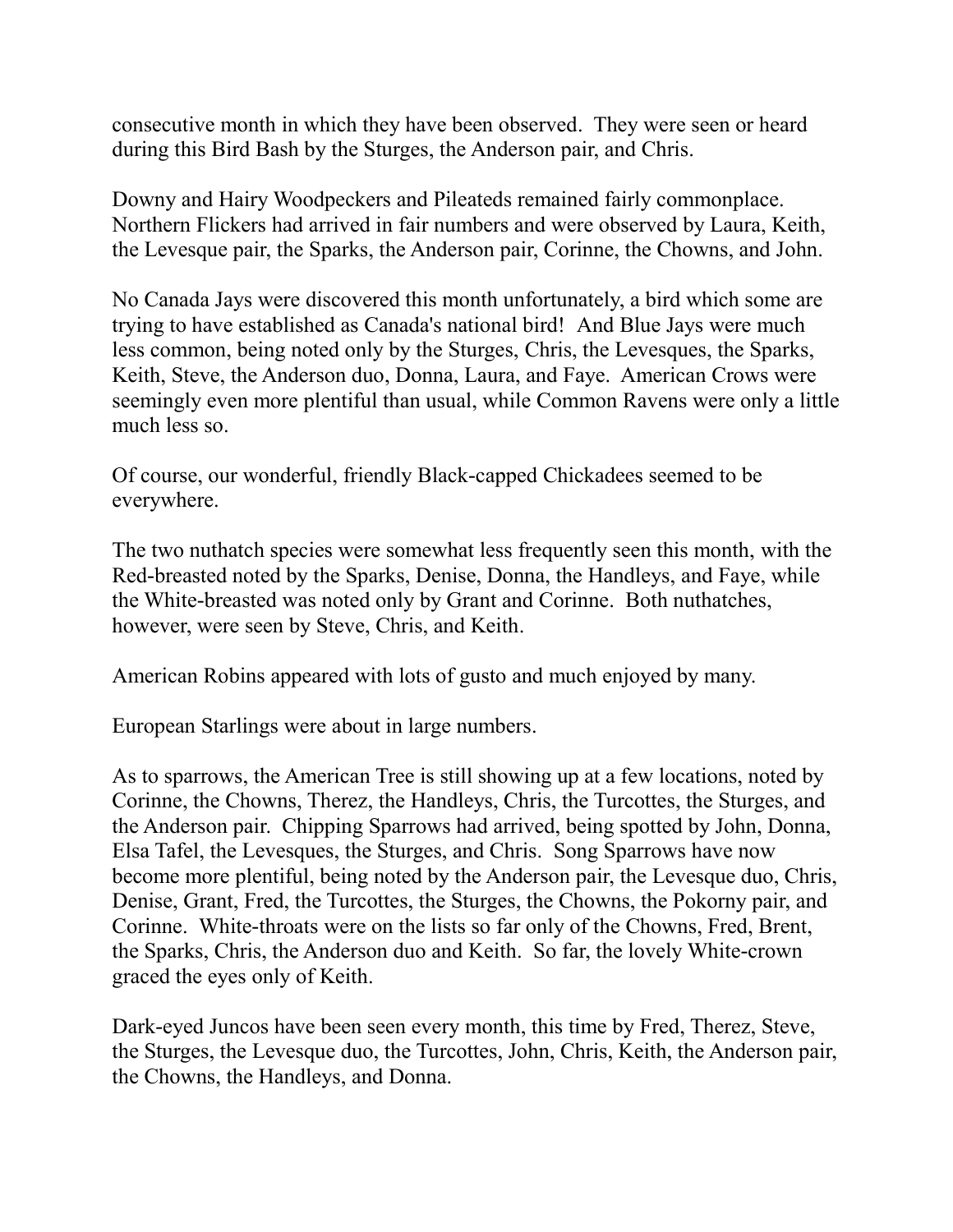consecutive month in which they have been observed. They were seen or heard during this Bird Bash by the Sturges, the Anderson pair, and Chris.

Downy and Hairy Woodpeckers and Pileateds remained fairly commonplace. Northern Flickers had arrived in fair numbers and were observed by Laura, Keith, the Levesque pair, the Sparks, the Anderson pair, Corinne, the Chowns, and John.

No Canada Jays were discovered this month unfortunately, a bird which some are trying to have established as Canada's national bird! And Blue Jays were much less common, being noted only by the Sturges, Chris, the Levesques, the Sparks, Keith, Steve, the Anderson duo, Donna, Laura, and Faye. American Crows were seemingly even more plentiful than usual, while Common Ravens were only a little much less so.

Of course, our wonderful, friendly Black-capped Chickadees seemed to be everywhere.

The two nuthatch species were somewhat less frequently seen this month, with the Red-breasted noted by the Sparks, Denise, Donna, the Handleys, and Faye, while the White-breasted was noted only by Grant and Corinne. Both nuthatches, however, were seen by Steve, Chris, and Keith.

American Robins appeared with lots of gusto and much enjoyed by many.

European Starlings were about in large numbers.

As to sparrows, the American Tree is still showing up at a few locations, noted by Corinne, the Chowns, Therez, the Handleys, Chris, the Turcottes, the Sturges, and the Anderson pair. Chipping Sparrows had arrived, being spotted by John, Donna, Elsa Tafel, the Levesques, the Sturges, and Chris. Song Sparrows have now become more plentiful, being noted by the Anderson pair, the Levesque duo, Chris, Denise, Grant, Fred, the Turcottes, the Sturges, the Chowns, the Pokorny pair, and Corinne. White-throats were on the lists so far only of the Chowns, Fred, Brent, the Sparks, Chris, the Anderson duo and Keith. So far, the lovely White-crown graced the eyes only of Keith.

Dark-eyed Juncos have been seen every month, this time by Fred, Therez, Steve, the Sturges, the Levesque duo, the Turcottes, John, Chris, Keith, the Anderson pair, the Chowns, the Handleys, and Donna.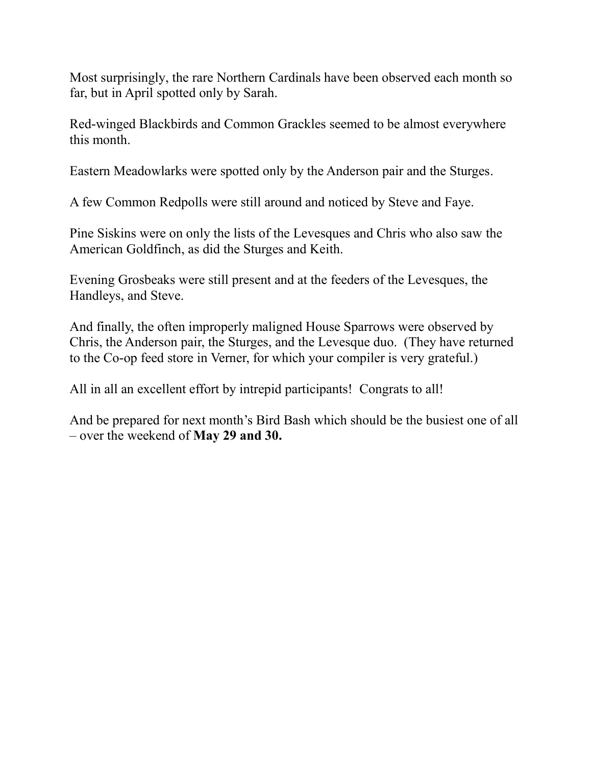Most surprisingly, the rare Northern Cardinals have been observed each month so far, but in April spotted only by Sarah.

Red-winged Blackbirds and Common Grackles seemed to be almost everywhere this month.

Eastern Meadowlarks were spotted only by the Anderson pair and the Sturges.

A few Common Redpolls were still around and noticed by Steve and Faye.

Pine Siskins were on only the lists of the Levesques and Chris who also saw the American Goldfinch, as did the Sturges and Keith.

Evening Grosbeaks were still present and at the feeders of the Levesques, the Handleys, and Steve.

And finally, the often improperly maligned House Sparrows were observed by Chris, the Anderson pair, the Sturges, and the Levesque duo. (They have returned to the Co-op feed store in Verner, for which your compiler is very grateful.)

All in all an excellent effort by intrepid participants! Congrats to all!

And be prepared for next month's Bird Bash which should be the busiest one of all – over the weekend of **May 29 and 30.**